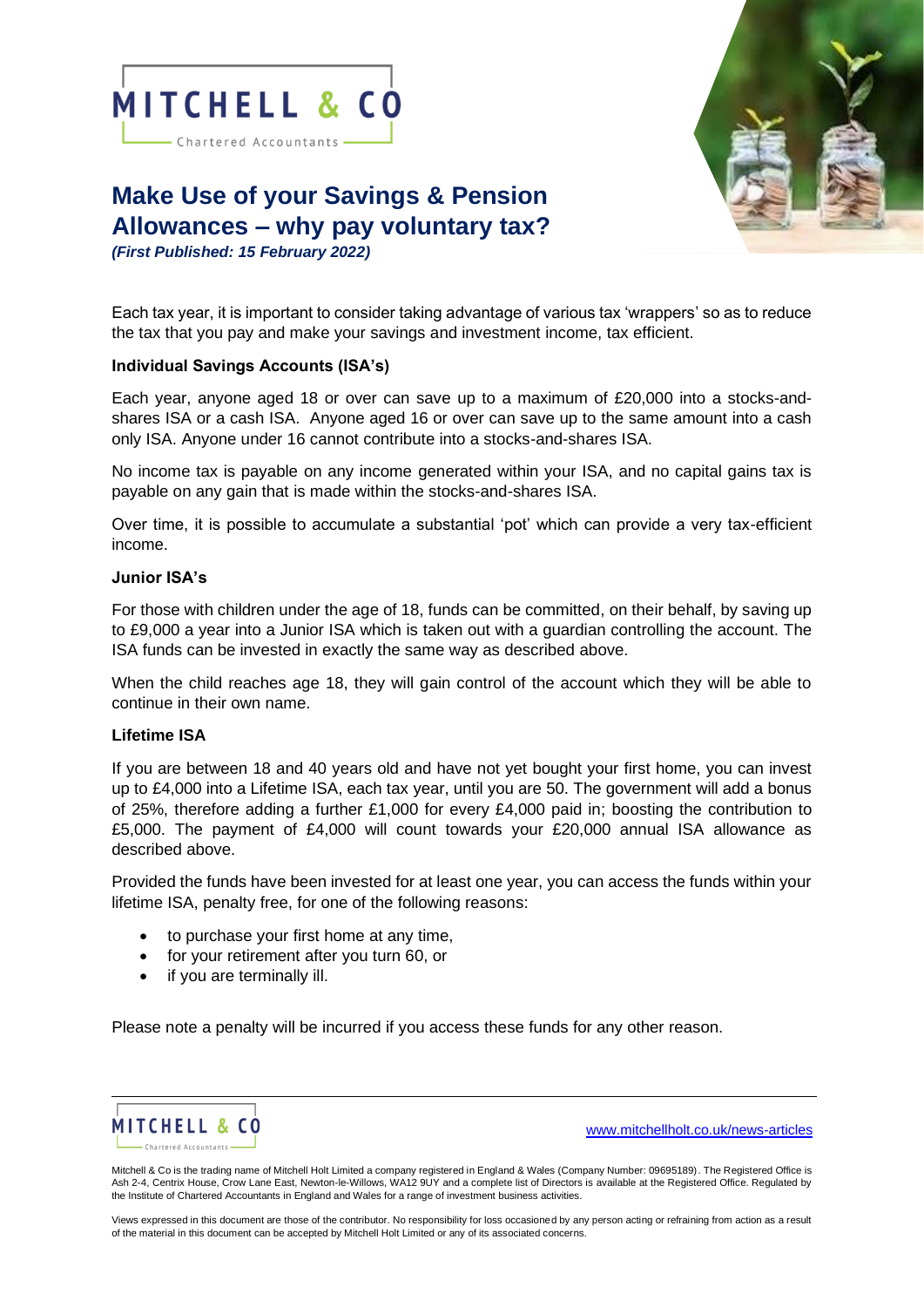# Make Use of your Savings & Pension Allowances – why pay voluntary tax?

***(First Published: 15 February 2022)***

Each tax year, it is important to consider taking advantage of various tax 'wrappers' so as to reduce the tax that you pay and make your savings and investment income, tax efficient.

**Individual Savings Accounts (ISA's)**

Each year, anyone aged 18 or over can save up to a maximum of £20,000 into a stocks-and-shares ISA or a cash ISA. Anyone aged 16 or over can save up to the same amount into a cash only ISA. Anyone under 16 cannot contribute into a stocks-and-shares ISA.

No income tax is payable on any income generated within your ISA, and no capital gains tax is payable on any gain that is made within the stocks-and-shares ISA.

Over time, it is possible to accumulate a substantial 'pot' which can provide a very tax-efficient income.

**Junior ISA's**

For those with children under the age of 18, funds can be committed, on their behalf, by saving up to £9,000 a year into a Junior ISA which is taken out with a guardian controlling the account. The ISA funds can be invested in exactly the same way as described above.

When the child reaches age 18, they will gain control of the account which they will be able to continue in their own name.

**Lifetime ISA**

If you are between 18 and 40 years old and have not yet bought your first home, you can invest up to £4,000 into a Lifetime ISA, each tax year, until you are 50. The government will add a bonus of 25%, therefore adding a further £1,000 for every £4,000 paid in; boosting the contribution to £5,000. The payment of £4,000 will count towards your £20,000 annual ISA allowance as described above.

Provided the funds have been invested for at least one year, you can access the funds within your lifetime ISA, penalty free, for one of the following reasons:

- to purchase your first home at any time,
- for your retirement after you turn 60, or
- if you are terminally ill.

Please note a penalty will be incurred if you access these funds for any other reason.

Mitchell & Co is the trading name of Mitchell Holt Limited a company registered in England & Wales (Company Number: 09695189). The Registered Office is Ash 2-4, Centrix House, Crow Lane East, Newton-le-Willows, WA12 9UY and a complete list of Directors is available at the Registered Office. Regulated by the Institute of Chartered Accountants in England and Wales for a range of investment business activities.

Views expressed in this document are those of the contributor. No responsibility for loss occasioned by any person acting or refraining from action as a result of the material in this document can be accepted by Mitchell Holt Limited or any of its associated concerns.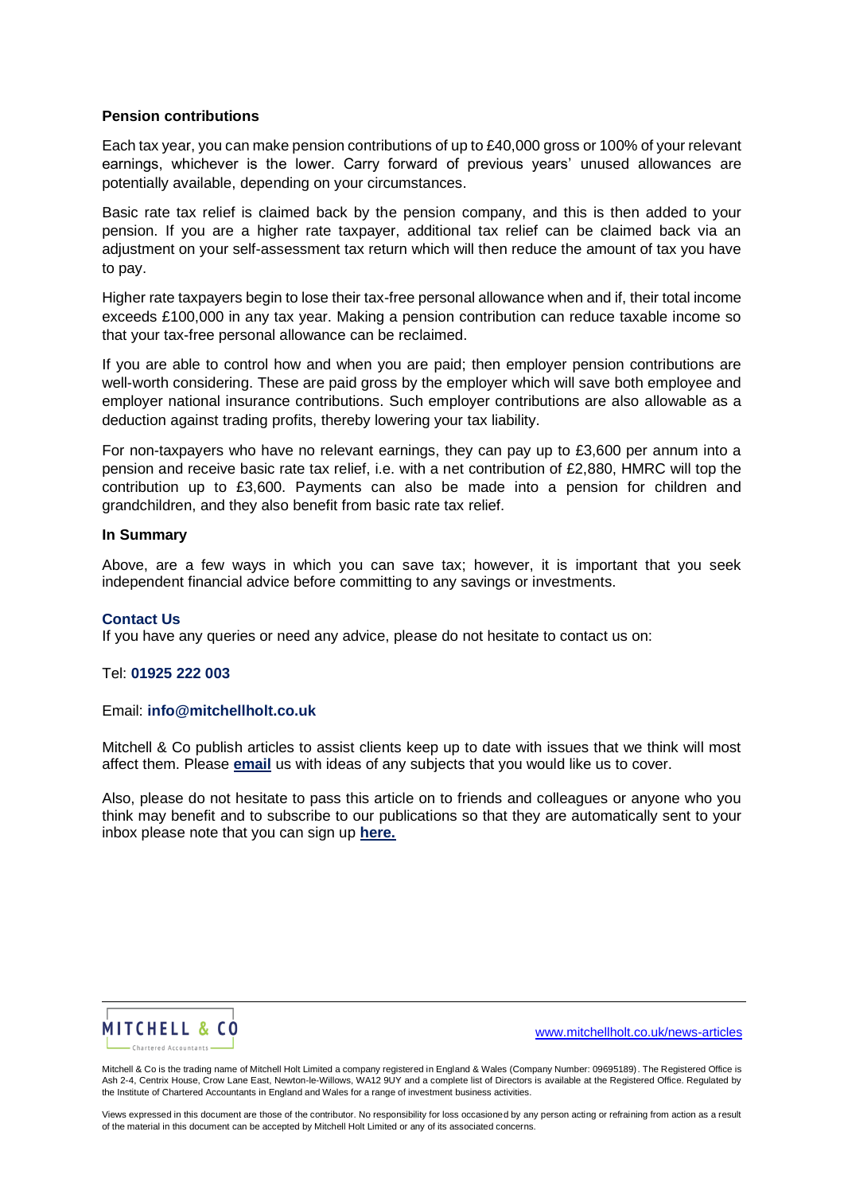**Pension contributions**

Each tax year, you can make pension contributions of up to £40,000 gross or 100% of your relevant earnings, whichever is the lower. Carry forward of previous years' unused allowances are potentially available, depending on your circumstances.

Basic rate tax relief is claimed back by the pension company, and this is then added to your pension. If you are a higher rate taxpayer, additional tax relief can be claimed back via an adjustment on your self-assessment tax return which will then reduce the amount of tax you have to pay.

Higher rate taxpayers begin to lose their tax-free personal allowance when and if, their total income exceeds £100,000 in any tax year. Making a pension contribution can reduce taxable income so that your tax-free personal allowance can be reclaimed.

If you are able to control how and when you are paid; then employer pension contributions are well-worth considering. These are paid gross by the employer which will save both employee and employer national insurance contributions. Such employer contributions are also allowable as a deduction against trading profits, thereby lowering your tax liability.

For non-taxpayers who have no relevant earnings, they can pay up to £3,600 per annum into a pension and receive basic rate tax relief, i.e. with a net contribution of £2,880, HMRC will top the contribution up to £3,600. Payments can also be made into a pension for children and grandchildren, and they also benefit from basic rate tax relief.

**In Summary**

Above, are a few ways in which you can save tax; however, it is important that you seek independent financial advice before committing to any savings or investments.

**Contact Us**

If you have any queries or need any advice, please do not hesitate to contact us on:

Tel: **01925 222 003**

Email: **info@mitchellholt.co.uk**

Mitchell & Co publish articles to assist clients keep up to date with issues that we think will most affect them. Please **email** us with ideas of any subjects that you would like us to cover.

Also, please do not hesitate to pass this article on to friends and colleagues or anyone who you think may benefit and to subscribe to our publications so that they are automatically sent to your inbox please note that you can sign up **here.**

MITCHELL & CO Chartered Accountants

www.mitchellholt.co.uk/news-articles

Mitchell & Co is the trading name of Mitchell Holt Limited a company registered in England & Wales (Company Number: 09695189). The Registered Office is Ash 2-4, Centrix House, Crow Lane East, Newton-le-Willows, WA12 9UY and a complete list of Directors is available at the Registered Office. Regulated by the Institute of Chartered Accountants in England and Wales for a range of investment business activities.

Views expressed in this document are those of the contributor. No responsibility for loss occasioned by any person acting or refraining from action as a result of the material in this document can be accepted by Mitchell Holt Limited or any of its associated concerns.